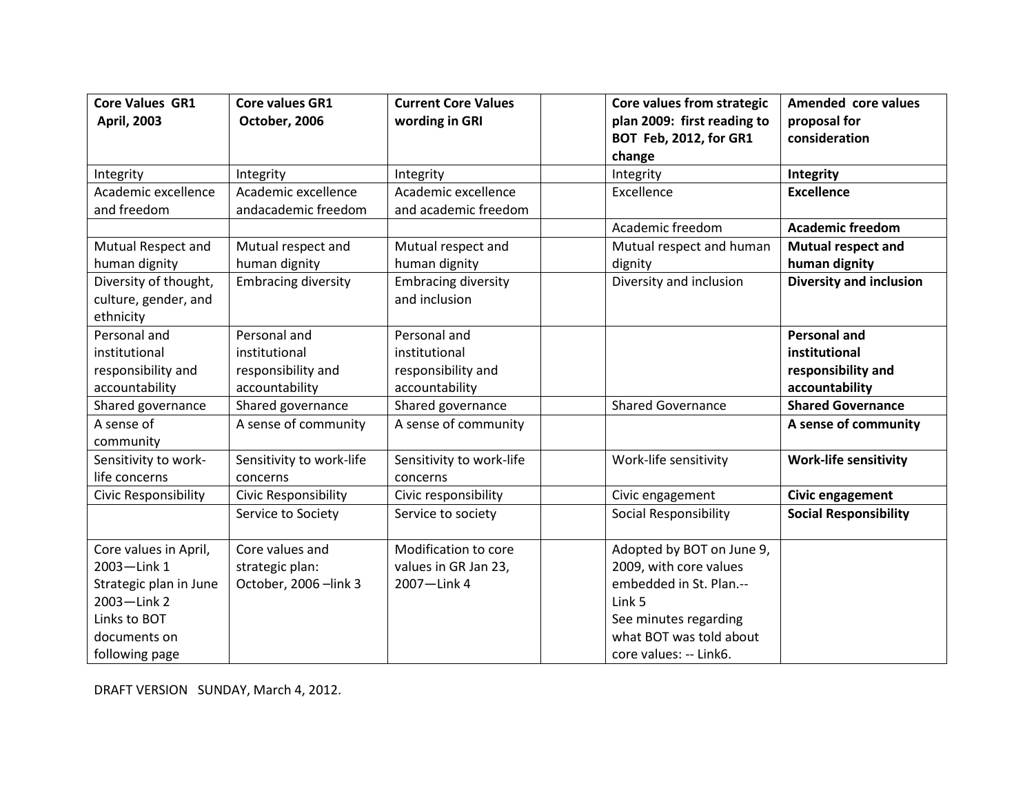| **Core Values GR1 April, 2003** | **Core values GR1 October, 2006** | **Current Core Values wording in GRI** | | **Core values from strategic plan 2009: first reading to BOT Feb, 2012, for GR1 change** | **Amended core values proposal for consideration** |
|---|---|---|---|---|---|
| Integrity | Integrity | Integrity | | Integrity | **Integrity** |
| Academic excellence and freedom | Academic excellence andacademic freedom | Academic excellence and academic freedom | | Excellence | **Excellence** |
| | | | | Academic freedom | **Academic freedom** |
| Mutual Respect and human dignity | Mutual respect and human dignity | Mutual respect and human dignity | | Mutual respect and human dignity | **Mutual respect and human dignity** |
| Diversity of thought, culture, gender, and ethnicity | Embracing diversity | Embracing diversity and inclusion | | Diversity and inclusion | **Diversity and inclusion** |
| Personal and institutional responsibility and accountability | Personal and institutional responsibility and accountability | Personal and institutional responsibility and accountability | | | **Personal and institutional responsibility and accountability** |
| Shared governance | Shared governance | Shared governance | | Shared Governance | **Shared Governance** |
| A sense of community | A sense of community | A sense of community | | | **A sense of community** |
| Sensitivity to work-life concerns | Sensitivity to work-life concerns | Sensitivity to work-life concerns | | Work-life sensitivity | **Work-life sensitivity** |
| Civic Responsibility | Civic Responsibility | Civic responsibility | | Civic engagement | **Civic engagement** |
| | Service to Society | Service to society | | Social Responsibility | **Social Responsibility** |
| Core values in April, 2003—Link 1 Strategic plan in June 2003—Link 2 Links to BOT documents on following page | Core values and strategic plan: October, 2006 –link 3 | Modification to core values in GR Jan 23, 2007—Link 4 | | Adopted by BOT on June 9, 2009, with core values embedded in St. Plan.-- Link 5 See minutes regarding what BOT was told about core values: -- Link6. | |

DRAFT VERSION SUNDAY, March 4, 2012.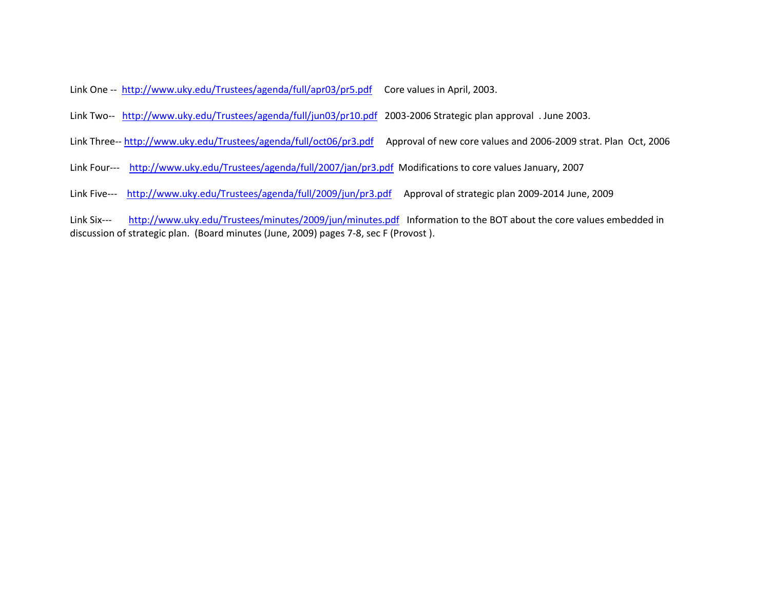Link One -- http://www.uky.edu/Trustees/agenda/full/apr03/pr5.pdf Core values in April, 2003.

Link Two-- http://www.uky.edu/Trustees/agenda/full/jun03/pr10.pdf 2003-2006 Strategic plan approval . June 2003.

Link Three-- http://www.uky.edu/Trustees/agenda/full/oct06/pr3.pdf Approval of new core values and 2006-2009 strat. Plan Oct, 2006

Link Four--- http://www.uky.edu/Trustees/agenda/full/2007/jan/pr3.pdf Modifications to core values January, 2007

Link Five--- http://www.uky.edu/Trustees/agenda/full/2009/jun/pr3.pdf Approval of strategic plan 2009-2014 June, 2009

Link Six--- http://www.uky.edu/Trustees/minutes/2009/jun/minutes.pdf Information to the BOT about the core values embedded in discussion of strategic plan. (Board minutes (June, 2009) pages 7-8, sec F (Provost ).